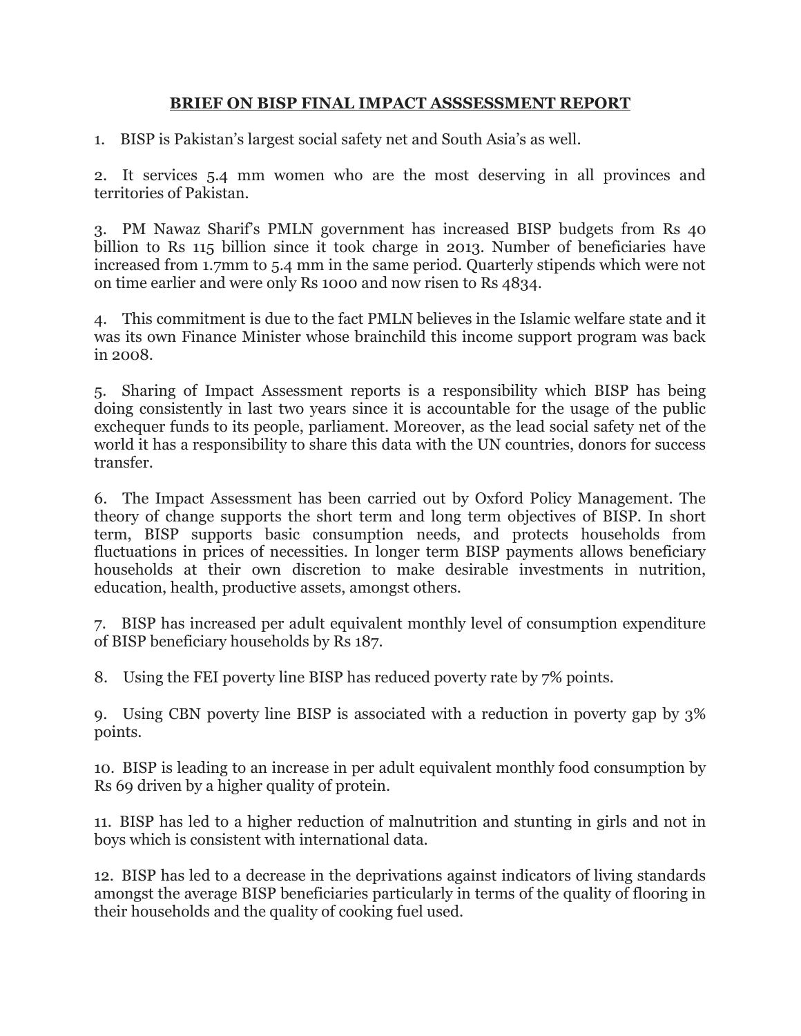# BRIEF ON BISP FINAL IMPACT ASSSESSMENT REPORT

1. BISP is Pakistan's largest social safety net and South Asia's as well.

2. It services 5.4 mm women who are the most deserving in all provinces and territories of Pakistan.

3. PM Nawaz Sharif's PMLN government has increased BISP budgets from Rs 40 billion to Rs 115 billion since it took charge in 2013. Number of beneficiaries have increased from 1.7mm to 5.4 mm in the same period. Quarterly stipends which were not on time earlier and were only Rs 1000 and now risen to Rs 4834.

4. This commitment is due to the fact PMLN believes in the Islamic welfare state and it was its own Finance Minister whose brainchild this income support program was back in 2008.

5. Sharing of Impact Assessment reports is a responsibility which BISP has being doing consistently in last two years since it is accountable for the usage of the public exchequer funds to its people, parliament. Moreover, as the lead social safety net of the world it has a responsibility to share this data with the UN countries, donors for success transfer.

6. The Impact Assessment has been carried out by Oxford Policy Management. The theory of change supports the short term and long term objectives of BISP. In short term, BISP supports basic consumption needs, and protects households from fluctuations in prices of necessities. In longer term BISP payments allows beneficiary households at their own discretion to make desirable investments in nutrition, education, health, productive assets, amongst others.

7. BISP has increased per adult equivalent monthly level of consumption expenditure of BISP beneficiary households by Rs 187.

8. Using the FEI poverty line BISP has reduced poverty rate by 7% points.

9. Using CBN poverty line BISP is associated with a reduction in poverty gap by 3% points.

10. BISP is leading to an increase in per adult equivalent monthly food consumption by Rs 69 driven by a higher quality of protein.

11. BISP has led to a higher reduction of malnutrition and stunting in girls and not in boys which is consistent with international data.

12. BISP has led to a decrease in the deprivations against indicators of living standards amongst the average BISP beneficiaries particularly in terms of the quality of flooring in their households and the quality of cooking fuel used.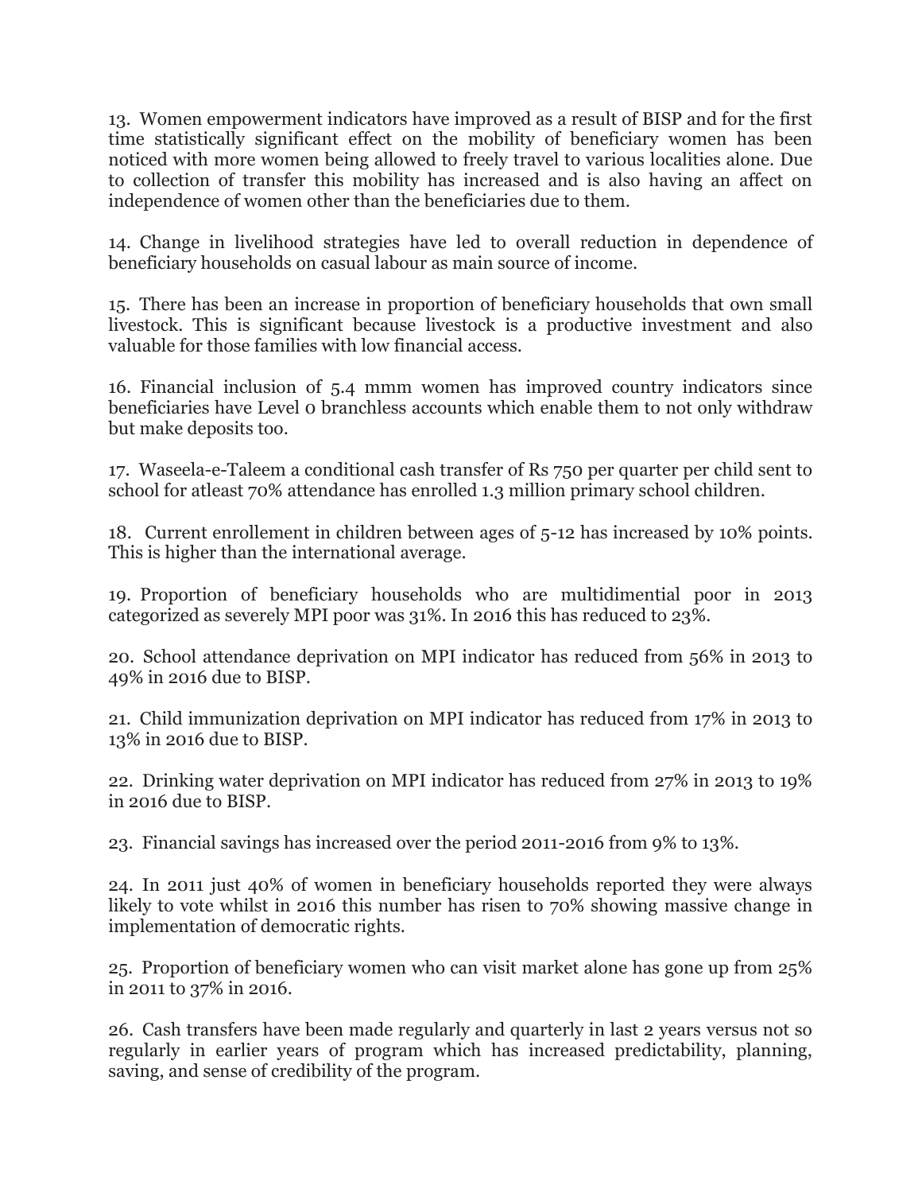13. Women empowerment indicators have improved as a result of BISP and for the first time statistically significant effect on the mobility of beneficiary women has been noticed with more women being allowed to freely travel to various localities alone. Due to collection of transfer this mobility has increased and is also having an affect on independence of women other than the beneficiaries due to them.

14. Change in livelihood strategies have led to overall reduction in dependence of beneficiary households on casual labour as main source of income.

15. There has been an increase in proportion of beneficiary households that own small livestock. This is significant because livestock is a productive investment and also valuable for those families with low financial access.

16. Financial inclusion of 5.4 mmm women has improved country indicators since beneficiaries have Level 0 branchless accounts which enable them to not only withdraw but make deposits too.

17. Waseela-e-Taleem a conditional cash transfer of Rs 750 per quarter per child sent to school for atleast 70% attendance has enrolled 1.3 million primary school children.

18. Current enrollement in children between ages of 5-12 has increased by 10% points. This is higher than the international average.

19. Proportion of beneficiary households who are multidimential poor in 2013 categorized as severely MPI poor was 31%. In 2016 this has reduced to 23%.

20. School attendance deprivation on MPI indicator has reduced from 56% in 2013 to 49% in 2016 due to BISP.

21. Child immunization deprivation on MPI indicator has reduced from 17% in 2013 to 13% in 2016 due to BISP.

22. Drinking water deprivation on MPI indicator has reduced from 27% in 2013 to 19% in 2016 due to BISP.

23. Financial savings has increased over the period 2011-2016 from 9% to 13%.

24. In 2011 just 40% of women in beneficiary households reported they were always likely to vote whilst in 2016 this number has risen to 70% showing massive change in implementation of democratic rights.

25. Proportion of beneficiary women who can visit market alone has gone up from 25% in 2011 to 37% in 2016.

26. Cash transfers have been made regularly and quarterly in last 2 years versus not so regularly in earlier years of program which has increased predictability, planning, saving, and sense of credibility of the program.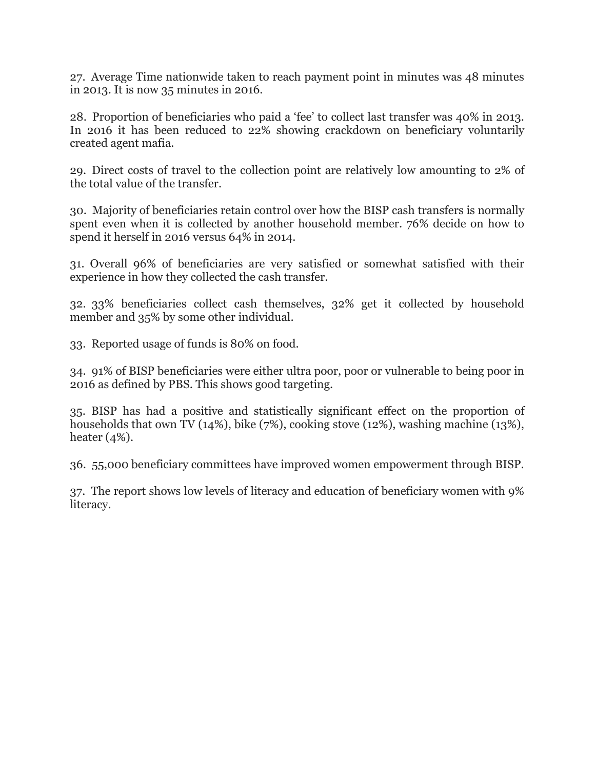27. Average Time nationwide taken to reach payment point in minutes was 48 minutes in 2013. It is now 35 minutes in 2016.

28. Proportion of beneficiaries who paid a 'fee' to collect last transfer was 40% in 2013. In 2016 it has been reduced to 22% showing crackdown on beneficiary voluntarily created agent mafia.

29. Direct costs of travel to the collection point are relatively low amounting to 2% of the total value of the transfer.

30. Majority of beneficiaries retain control over how the BISP cash transfers is normally spent even when it is collected by another household member. 76% decide on how to spend it herself in 2016 versus 64% in 2014.

31. Overall 96% of beneficiaries are very satisfied or somewhat satisfied with their experience in how they collected the cash transfer.

32. 33% beneficiaries collect cash themselves, 32% get it collected by household member and 35% by some other individual.

33. Reported usage of funds is 80% on food.

34. 91% of BISP beneficiaries were either ultra poor, poor or vulnerable to being poor in 2016 as defined by PBS. This shows good targeting.

35. BISP has had a positive and statistically significant effect on the proportion of households that own TV (14%), bike (7%), cooking stove (12%), washing machine (13%), heater (4%).

36. 55,000 beneficiary committees have improved women empowerment through BISP.

37. The report shows low levels of literacy and education of beneficiary women with 9% literacy.